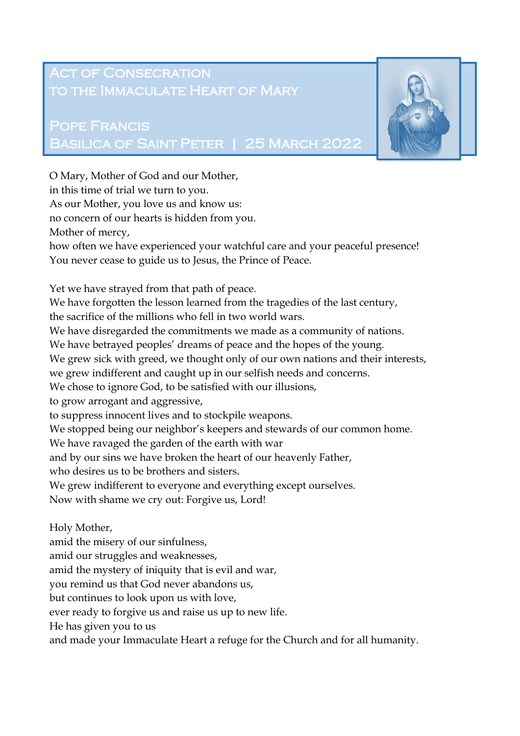# Act of Consecration to the Immaculate Heart of Mary

## Pope Francis
## Basilica of Saint Peter | 25 March 2022

O Mary, Mother of God and our Mother,
in this time of trial we turn to you.
As our Mother, you love us and know us:
no concern of our hearts is hidden from you.
Mother of mercy,
how often we have experienced your watchful care and your peaceful presence!
You never cease to guide us to Jesus, the Prince of Peace.

Yet we have strayed from that path of peace.
We have forgotten the lesson learned from the tragedies of the last century,
the sacrifice of the millions who fell in two world wars.
We have disregarded the commitments we made as a community of nations.
We have betrayed peoples' dreams of peace and the hopes of the young.
We grew sick with greed, we thought only of our own nations and their interests,
we grew indifferent and caught up in our selfish needs and concerns.
We chose to ignore God, to be satisfied with our illusions,
to grow arrogant and aggressive,
to suppress innocent lives and to stockpile weapons.
We stopped being our neighbor's keepers and stewards of our common home.
We have ravaged the garden of the earth with war
and by our sins we have broken the heart of our heavenly Father,
who desires us to be brothers and sisters.
We grew indifferent to everyone and everything except ourselves.
Now with shame we cry out: Forgive us, Lord!

Holy Mother,
amid the misery of our sinfulness,
amid our struggles and weaknesses,
amid the mystery of iniquity that is evil and war,
you remind us that God never abandons us,
but continues to look upon us with love,
ever ready to forgive us and raise us up to new life.
He has given you to us
and made your Immaculate Heart a refuge for the Church and for all humanity.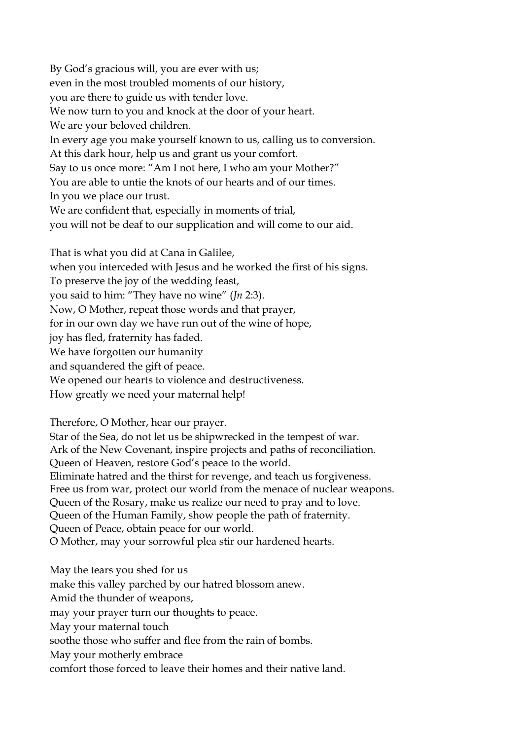By God's gracious will, you are ever with us;
even in the most troubled moments of our history,
you are there to guide us with tender love.
We now turn to you and knock at the door of your heart.
We are your beloved children.
In every age you make yourself known to us, calling us to conversion.
At this dark hour, help us and grant us your comfort.
Say to us once more: "Am I not here, I who am your Mother?"
You are able to untie the knots of our hearts and of our times.
In you we place our trust.
We are confident that, especially in moments of trial,
you will not be deaf to our supplication and will come to our aid.

That is what you did at Cana in Galilee,
when you interceded with Jesus and he worked the first of his signs.
To preserve the joy of the wedding feast,
you said to him: "They have no wine" (*Jn* 2:3).
Now, O Mother, repeat those words and that prayer,
for in our own day we have run out of the wine of hope,
joy has fled, fraternity has faded.
We have forgotten our humanity
and squandered the gift of peace.
We opened our hearts to violence and destructiveness.
How greatly we need your maternal help!

Therefore, O Mother, hear our prayer.
Star of the Sea, do not let us be shipwrecked in the tempest of war.
Ark of the New Covenant, inspire projects and paths of reconciliation.
Queen of Heaven, restore God's peace to the world.
Eliminate hatred and the thirst for revenge, and teach us forgiveness.
Free us from war, protect our world from the menace of nuclear weapons.
Queen of the Rosary, make us realize our need to pray and to love.
Queen of the Human Family, show people the path of fraternity.
Queen of Peace, obtain peace for our world.
O Mother, may your sorrowful plea stir our hardened hearts.

May the tears you shed for us
make this valley parched by our hatred blossom anew.
Amid the thunder of weapons,
may your prayer turn our thoughts to peace.
May your maternal touch
soothe those who suffer and flee from the rain of bombs.
May your motherly embrace
comfort those forced to leave their homes and their native land.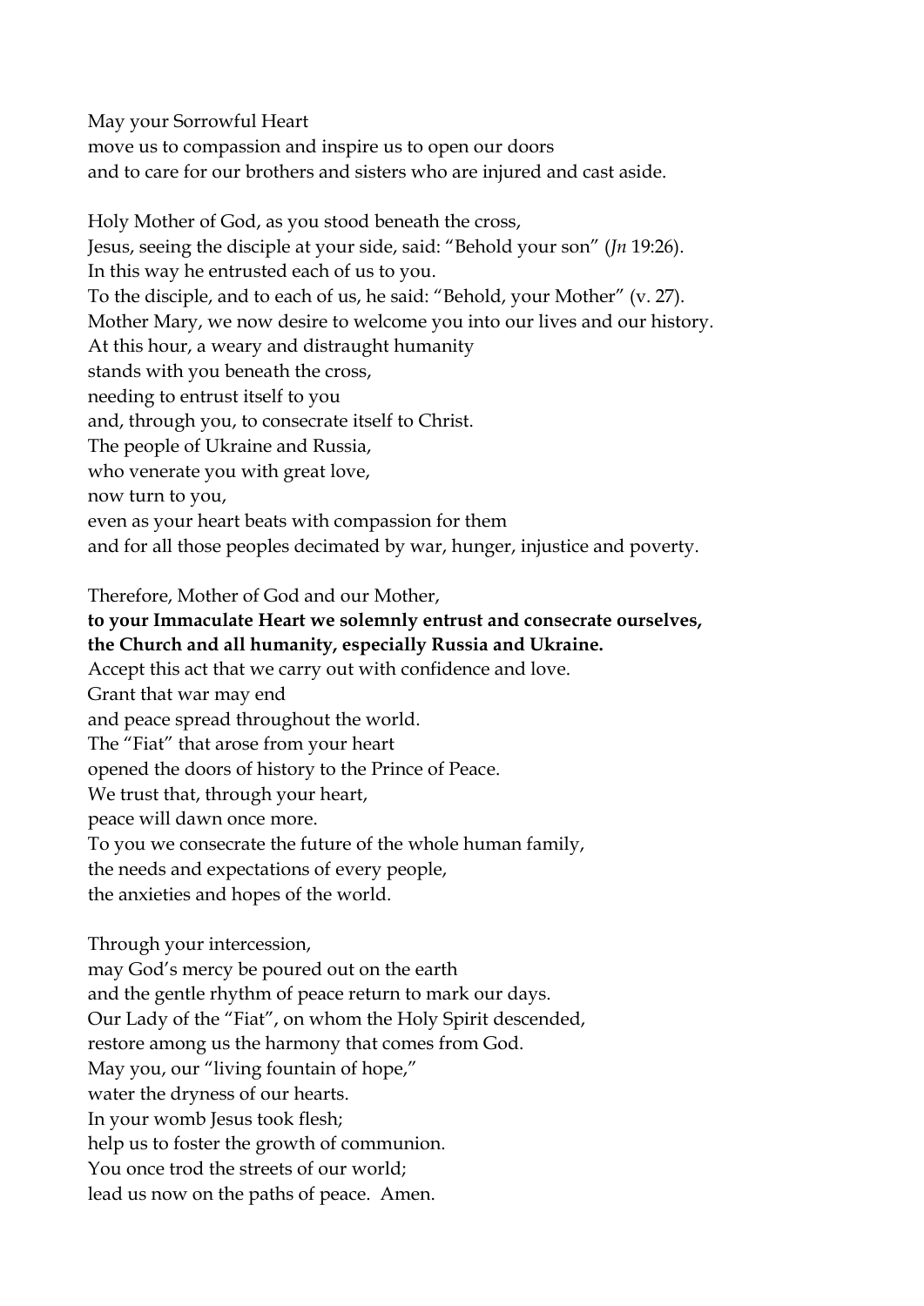May your Sorrowful Heart
move us to compassion and inspire us to open our doors
and to care for our brothers and sisters who are injured and cast aside.

Holy Mother of God, as you stood beneath the cross,
Jesus, seeing the disciple at your side, said: "Behold your son" (*Jn* 19:26).
In this way he entrusted each of us to you.
To the disciple, and to each of us, he said: "Behold, your Mother" (v. 27).
Mother Mary, we now desire to welcome you into our lives and our history.
At this hour, a weary and distraught humanity
stands with you beneath the cross,
needing to entrust itself to you
and, through you, to consecrate itself to Christ.
The people of Ukraine and Russia,
who venerate you with great love,
now turn to you,
even as your heart beats with compassion for them
and for all those peoples decimated by war, hunger, injustice and poverty.

Therefore, Mother of God and our Mother,
**to your Immaculate Heart we solemnly entrust and consecrate ourselves,**
**the Church and all humanity, especially Russia and Ukraine.**
Accept this act that we carry out with confidence and love.
Grant that war may end
and peace spread throughout the world.
The "Fiat" that arose from your heart
opened the doors of history to the Prince of Peace.
We trust that, through your heart,
peace will dawn once more.
To you we consecrate the future of the whole human family,
the needs and expectations of every people,
the anxieties and hopes of the world.

Through your intercession,
may God's mercy be poured out on the earth
and the gentle rhythm of peace return to mark our days.
Our Lady of the "Fiat", on whom the Holy Spirit descended,
restore among us the harmony that comes from God.
May you, our "living fountain of hope,"
water the dryness of our hearts.
In your womb Jesus took flesh;
help us to foster the growth of communion.
You once trod the streets of our world;
lead us now on the paths of peace. Amen.